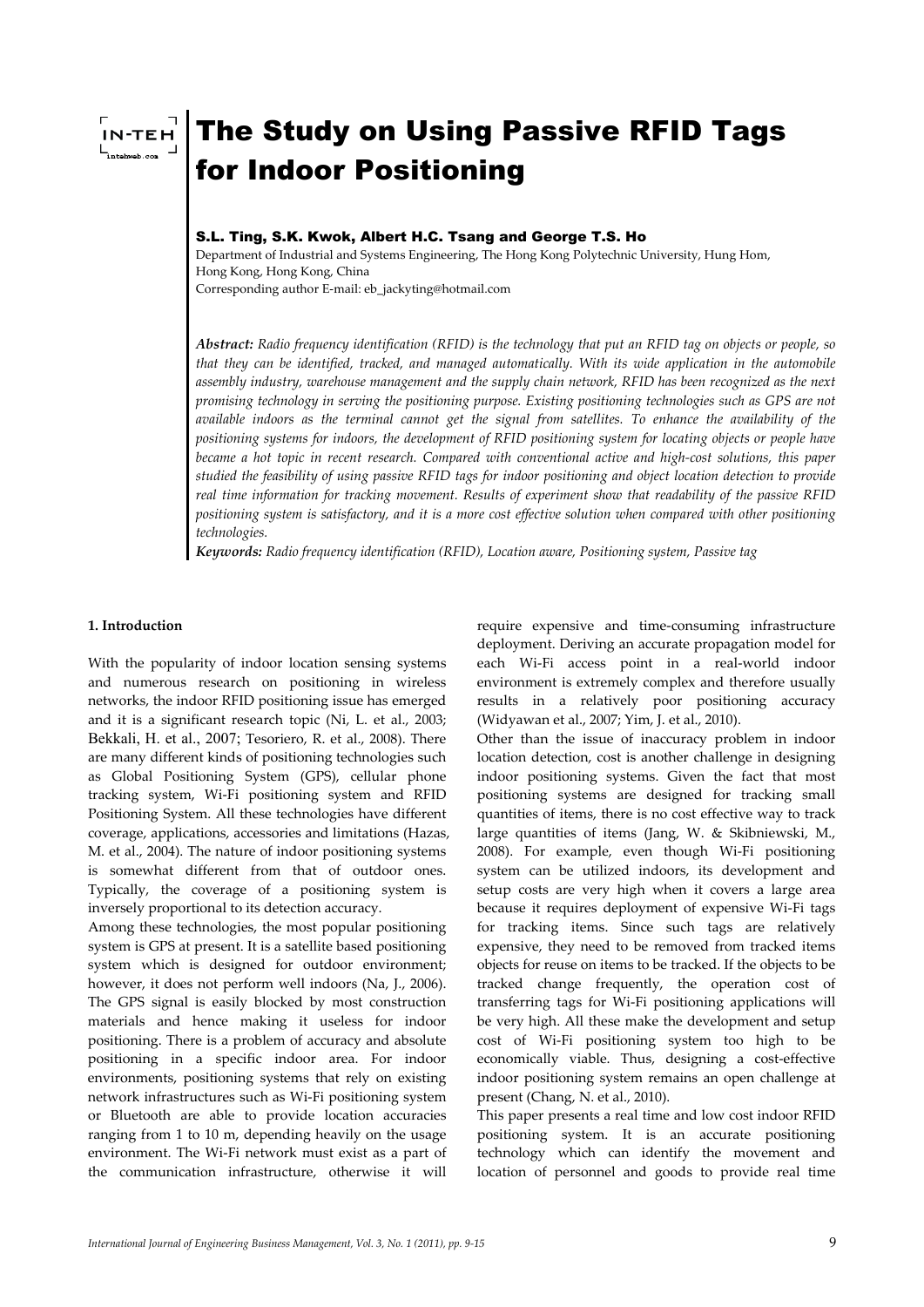# The Study on Using Passive RFID Tags for Indoor Positioning

**S.L. Ting, S.K. Kwok, Albert H.C. Tsang and George T.S. Ho**

Department of Industrial and Systems Engineering, The Hong Kong Polytechnic University, Hung Hom, Hong Kong, Hong Kong, China

Corresponding author E-mail: eb_jackyting@hotmail.com

***Abstract:*** *Radio frequency identification (RFID) is the technology that put an RFID tag on objects or people, so that they can be identified, tracked, and managed automatically. With its wide application in the automobile assembly industry, warehouse management and the supply chain network, RFID has been recognized as the next promising technology in serving the positioning purpose. Existing positioning technologies such as GPS are not available indoors as the terminal cannot get the signal from satellites. To enhance the availability of the positioning systems for indoors, the development of RFID positioning system for locating objects or people have became a hot topic in recent research. Compared with conventional active and high-cost solutions, this paper studied the feasibility of using passive RFID tags for indoor positioning and object location detection to provide real time information for tracking movement. Results of experiment show that readability of the passive RFID positioning system is satisfactory, and it is a more cost effective solution when compared with other positioning technologies.*

***Keywords:*** *Radio frequency identification (RFID), Location aware, Positioning system, Passive tag*

## 1. Introduction

With the popularity of indoor location sensing systems and numerous research on positioning in wireless networks, the indoor RFID positioning issue has emerged and it is a significant research topic (Ni, L. et al., 2003; Bekkali, H. et al., 2007; Tesoriero, R. et al., 2008). There are many different kinds of positioning technologies such as Global Positioning System (GPS), cellular phone tracking system, Wi-Fi positioning system and RFID Positioning System. All these technologies have different coverage, applications, accessories and limitations (Hazas, M. et al., 2004). The nature of indoor positioning systems is somewhat different from that of outdoor ones. Typically, the coverage of a positioning system is inversely proportional to its detection accuracy.

Among these technologies, the most popular positioning system is GPS at present. It is a satellite based positioning system which is designed for outdoor environment; however, it does not perform well indoors (Na, J., 2006). The GPS signal is easily blocked by most construction materials and hence making it useless for indoor positioning. There is a problem of accuracy and absolute positioning in a specific indoor area. For indoor environments, positioning systems that rely on existing network infrastructures such as Wi-Fi positioning system or Bluetooth are able to provide location accuracies ranging from 1 to 10 m, depending heavily on the usage environment. The Wi-Fi network must exist as a part of the communication infrastructure, otherwise it will require expensive and time-consuming infrastructure deployment. Deriving an accurate propagation model for each Wi-Fi access point in a real-world indoor environment is extremely complex and therefore usually results in a relatively poor positioning accuracy (Widyawan et al., 2007; Yim, J. et al., 2010).

Other than the issue of inaccuracy problem in indoor location detection, cost is another challenge in designing indoor positioning systems. Given the fact that most positioning systems are designed for tracking small quantities of items, there is no cost effective way to track large quantities of items (Jang, W. & Skibniewski, M., 2008). For example, even though Wi-Fi positioning system can be utilized indoors, its development and setup costs are very high when it covers a large area because it requires deployment of expensive Wi-Fi tags for tracking items. Since such tags are relatively expensive, they need to be removed from tracked items objects for reuse on items to be tracked. If the objects to be tracked change frequently, the operation cost of transferring tags for Wi-Fi positioning applications will be very high. All these make the development and setup cost of Wi-Fi positioning system too high to be economically viable. Thus, designing a cost-effective indoor positioning system remains an open challenge at present (Chang, N. et al., 2010).

This paper presents a real time and low cost indoor RFID positioning system. It is an accurate positioning technology which can identify the movement and location of personnel and goods to provide real time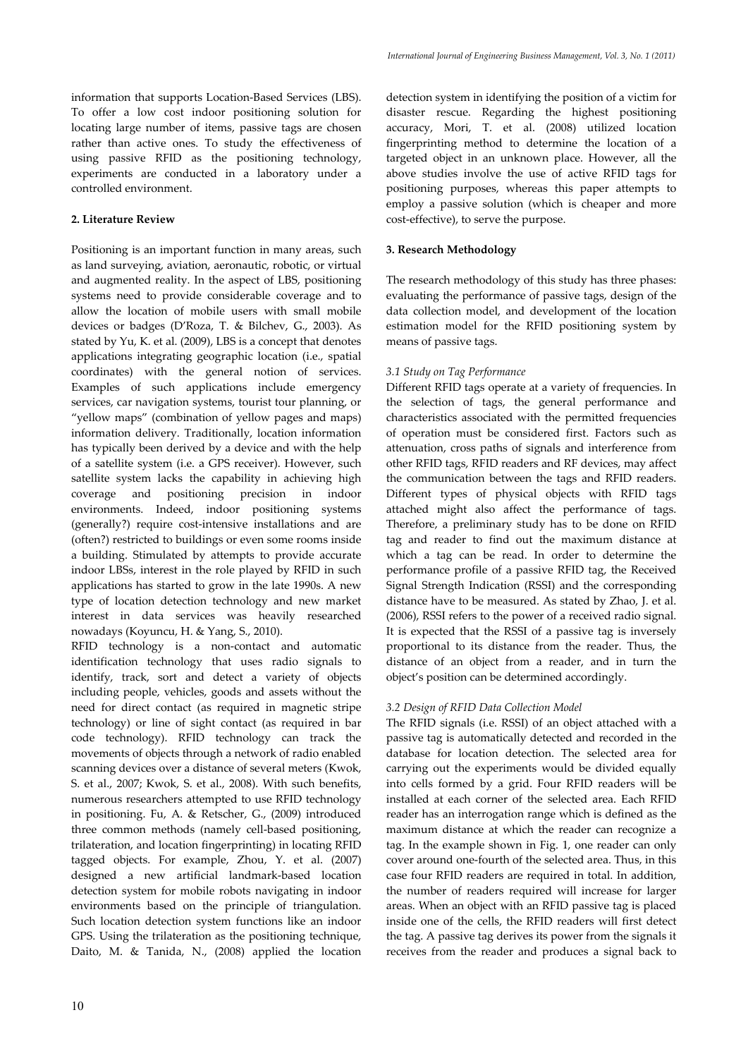information that supports Location-Based Services (LBS). To offer a low cost indoor positioning solution for locating large number of items, passive tags are chosen rather than active ones. To study the effectiveness of using passive RFID as the positioning technology, experiments are conducted in a laboratory under a controlled environment.

## 2. Literature Review

Positioning is an important function in many areas, such as land surveying, aviation, aeronautic, robotic, or virtual and augmented reality. In the aspect of LBS, positioning systems need to provide considerable coverage and to allow the location of mobile users with small mobile devices or badges (D'Roza, T. & Bilchev, G., 2003). As stated by Yu, K. et al. (2009), LBS is a concept that denotes applications integrating geographic location (i.e., spatial coordinates) with the general notion of services. Examples of such applications include emergency services, car navigation systems, tourist tour planning, or "yellow maps" (combination of yellow pages and maps) information delivery. Traditionally, location information has typically been derived by a device and with the help of a satellite system (i.e. a GPS receiver). However, such satellite system lacks the capability in achieving high coverage and positioning precision in indoor environments. Indeed, indoor positioning systems (generally?) require cost-intensive installations and are (often?) restricted to buildings or even some rooms inside a building. Stimulated by attempts to provide accurate indoor LBSs, interest in the role played by RFID in such applications has started to grow in the late 1990s. A new type of location detection technology and new market interest in data services was heavily researched nowadays (Koyuncu, H. & Yang, S., 2010).

RFID technology is a non-contact and automatic identification technology that uses radio signals to identify, track, sort and detect a variety of objects including people, vehicles, goods and assets without the need for direct contact (as required in magnetic stripe technology) or line of sight contact (as required in bar code technology). RFID technology can track the movements of objects through a network of radio enabled scanning devices over a distance of several meters (Kwok, S. et al., 2007; Kwok, S. et al., 2008). With such benefits, numerous researchers attempted to use RFID technology in positioning. Fu, A. & Retscher, G., (2009) introduced three common methods (namely cell-based positioning, trilateration, and location fingerprinting) in locating RFID tagged objects. For example, Zhou, Y. et al. (2007) designed a new artificial landmark-based location detection system for mobile robots navigating in indoor environments based on the principle of triangulation. Such location detection system functions like an indoor GPS. Using the trilateration as the positioning technique, Daito, M. & Tanida, N., (2008) applied the location detection system in identifying the position of a victim for disaster rescue. Regarding the highest positioning accuracy, Mori, T. et al. (2008) utilized location fingerprinting method to determine the location of a targeted object in an unknown place. However, all the above studies involve the use of active RFID tags for positioning purposes, whereas this paper attempts to employ a passive solution (which is cheaper and more cost-effective), to serve the purpose.

## 3. Research Methodology

The research methodology of this study has three phases: evaluating the performance of passive tags, design of the data collection model, and development of the location estimation model for the RFID positioning system by means of passive tags.

### *3.1 Study on Tag Performance*

Different RFID tags operate at a variety of frequencies. In the selection of tags, the general performance and characteristics associated with the permitted frequencies of operation must be considered first. Factors such as attenuation, cross paths of signals and interference from other RFID tags, RFID readers and RF devices, may affect the communication between the tags and RFID readers. Different types of physical objects with RFID tags attached might also affect the performance of tags. Therefore, a preliminary study has to be done on RFID tag and reader to find out the maximum distance at which a tag can be read. In order to determine the performance profile of a passive RFID tag, the Received Signal Strength Indication (RSSI) and the corresponding distance have to be measured. As stated by Zhao, J. et al. (2006), RSSI refers to the power of a received radio signal. It is expected that the RSSI of a passive tag is inversely proportional to its distance from the reader. Thus, the distance of an object from a reader, and in turn the object's position can be determined accordingly.

### *3.2 Design of RFID Data Collection Model*

The RFID signals (i.e. RSSI) of an object attached with a passive tag is automatically detected and recorded in the database for location detection. The selected area for carrying out the experiments would be divided equally into cells formed by a grid. Four RFID readers will be installed at each corner of the selected area. Each RFID reader has an interrogation range which is defined as the maximum distance at which the reader can recognize a tag. In the example shown in Fig. 1, one reader can only cover around one-fourth of the selected area. Thus, in this case four RFID readers are required in total. In addition, the number of readers required will increase for larger areas. When an object with an RFID passive tag is placed inside one of the cells, the RFID readers will first detect the tag. A passive tag derives its power from the signals it receives from the reader and produces a signal back to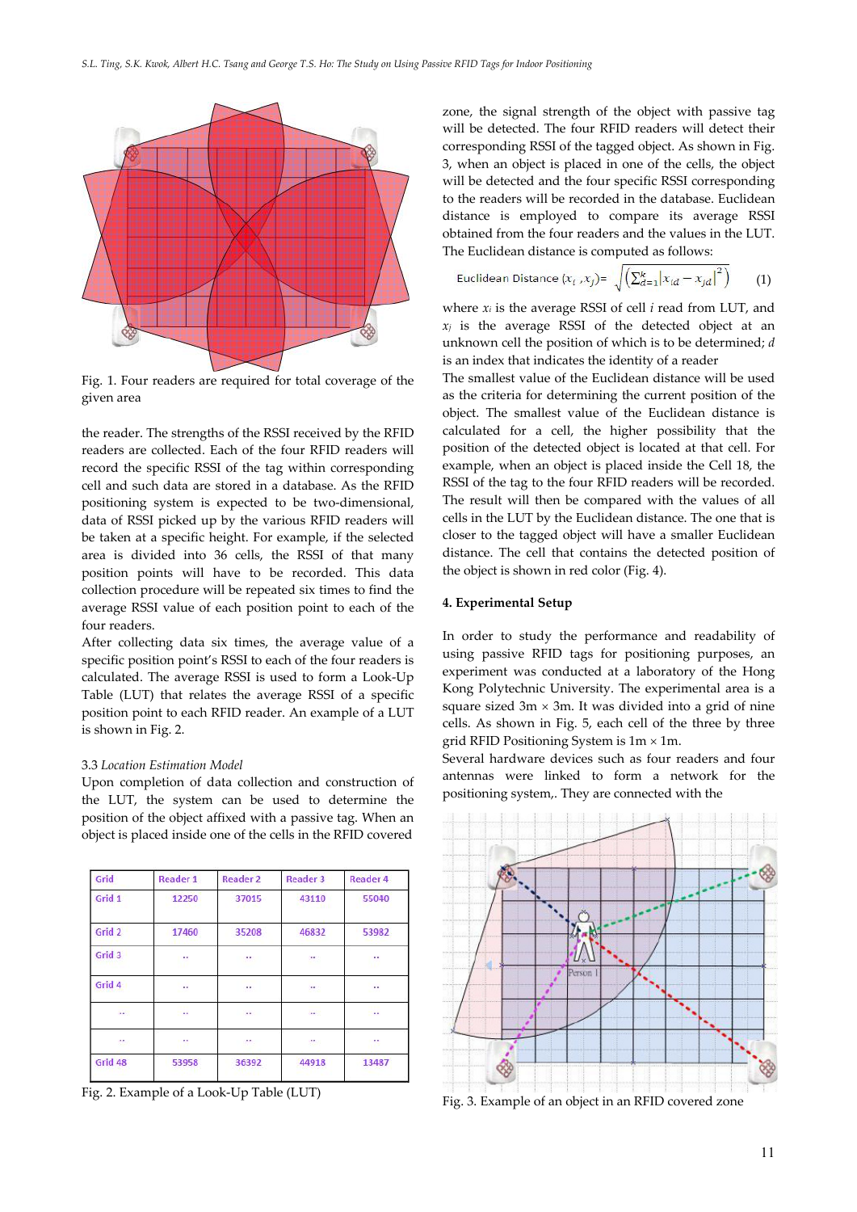Fig. 1. Four readers are required for total coverage of the given area

the reader. The strengths of the RSSI received by the RFID readers are collected. Each of the four RFID readers will record the specific RSSI of the tag within corresponding cell and such data are stored in a database. As the RFID positioning system is expected to be two-dimensional, data of RSSI picked up by the various RFID readers will be taken at a specific height. For example, if the selected area is divided into 36 cells, the RSSI of that many position points will have to be recorded. This data collection procedure will be repeated six times to find the average RSSI value of each position point to each of the four readers.

After collecting data six times, the average value of a specific position point's RSSI to each of the four readers is calculated. The average RSSI is used to form a Look-Up Table (LUT) that relates the average RSSI of a specific position point to each RFID reader. An example of a LUT is shown in Fig. 2.

### 3.3 *Location Estimation Model*

Upon completion of data collection and construction of the LUT, the system can be used to determine the position of the object affixed with a passive tag. When an object is placed inside one of the cells in the RFID covered

| Grid | Reader 1 | Reader 2 | Reader 3 | Reader 4 |
|---|---|---|---|---|
| Grid 1 | 12250 | 37015 | 43110 | 55040 |
| Grid 2 | 17460 | 35208 | 46832 | 53982 |
| Grid 3 | .. | .. | .. | .. |
| Grid 4 | .. | .. | .. | .. |
| .. | .. | .. | .. | .. |
| .. | .. | .. | .. | .. |
| Grid 48 | 53958 | 36392 | 44918 | 13487 |

Fig. 2. Example of a Look-Up Table (LUT)

zone, the signal strength of the object with passive tag will be detected. The four RFID readers will detect their corresponding RSSI of the tagged object. As shown in Fig. 3, when an object is placed in one of the cells, the object will be detected and the four specific RSSI corresponding to the readers will be recorded in the database. Euclidean distance is employed to compare its average RSSI obtained from the four readers and the values in the LUT. The Euclidean distance is computed as follows:

$$\text{Euclidean Distance } (x_i, x_j) = \sqrt{\left(\sum_{d=1}^{k} |x_{id} - x_{jd}|^2\right)} \quad (1)$$

where $x_i$ is the average RSSI of cell $i$ read from LUT, and $x_j$ is the average RSSI of the detected object at an unknown cell the position of which is to be determined; $d$ is an index that indicates the identity of a reader

The smallest value of the Euclidean distance will be used as the criteria for determining the current position of the object. The smallest value of the Euclidean distance is calculated for a cell, the higher possibility that the position of the detected object is located at that cell. For example, when an object is placed inside the Cell 18, the RSSI of the tag to the four RFID readers will be recorded. The result will then be compared with the values of all cells in the LUT by the Euclidean distance. The one that is closer to the tagged object will have a smaller Euclidean distance. The cell that contains the detected position of the object is shown in red color (Fig. 4).

## 4. Experimental Setup

In order to study the performance and readability of using passive RFID tags for positioning purposes, an experiment was conducted at a laboratory of the Hong Kong Polytechnic University. The experimental area is a square sized 3m × 3m. It was divided into a grid of nine cells. As shown in Fig. 5, each cell of the three by three grid RFID Positioning System is 1m × 1m.

Several hardware devices such as four readers and four antennas were linked to form a network for the positioning system,. They are connected with the

Fig. 3. Example of an object in an RFID covered zone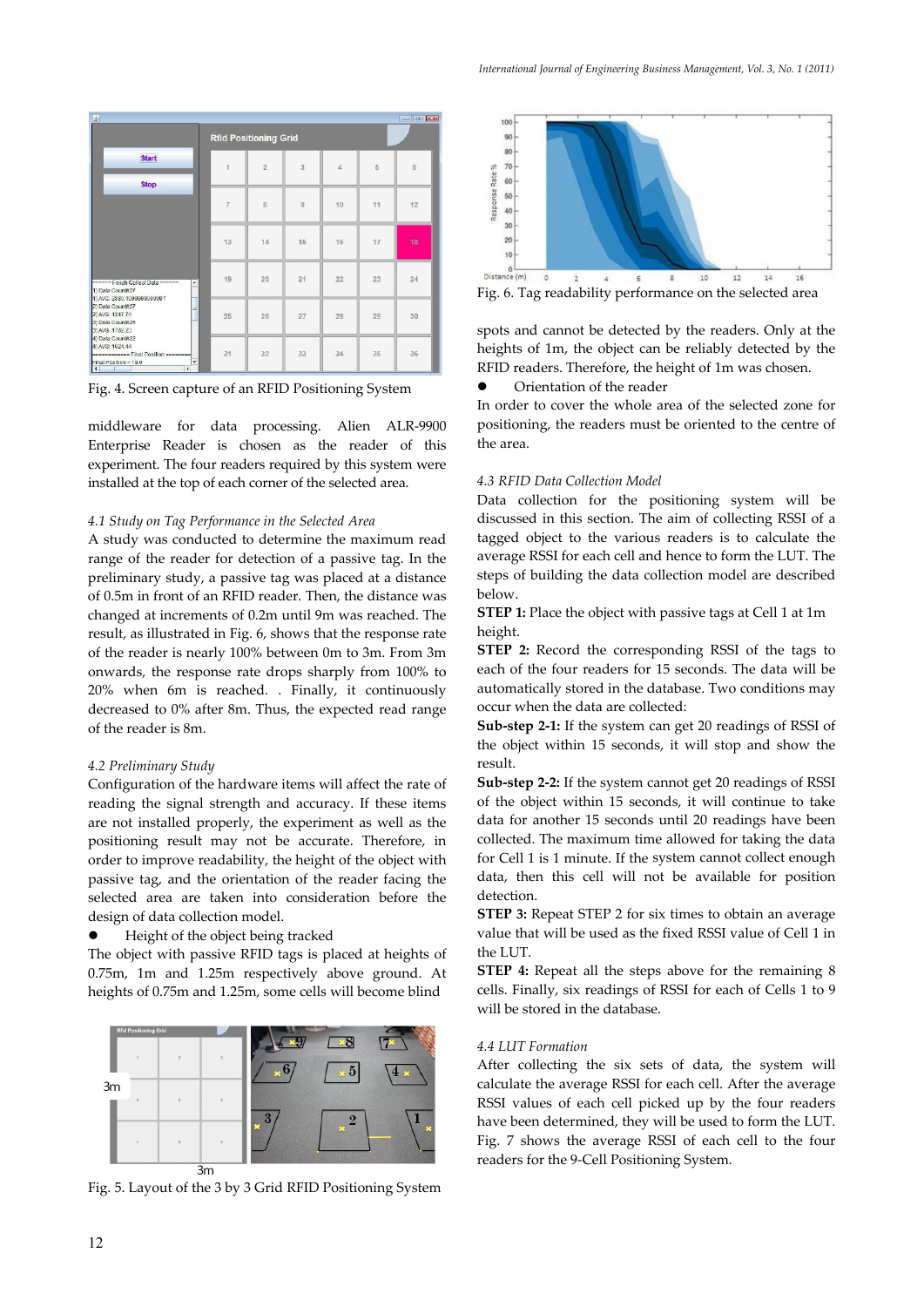Fig. 4. Screen capture of an RFID Positioning System

middleware for data processing. Alien ALR-9900 Enterprise Reader is chosen as the reader of this experiment. The four readers required by this system were installed at the top of each corner of the selected area.

### *4.1 Study on Tag Performance in the Selected Area*

A study was conducted to determine the maximum read range of the reader for detection of a passive tag. In the preliminary study, a passive tag was placed at a distance of 0.5m in front of an RFID reader. Then, the distance was changed at increments of 0.2m until 9m was reached. The result, as illustrated in Fig. 6, shows that the response rate of the reader is nearly 100% between 0m to 3m. From 3m onwards, the response rate drops sharply from 100% to 20% when 6m is reached. . Finally, it continuously decreased to 0% after 8m. Thus, the expected read range of the reader is 8m.

### *4.2 Preliminary Study*

Configuration of the hardware items will affect the rate of reading the signal strength and accuracy. If these items are not installed properly, the experiment as well as the positioning result may not be accurate. Therefore, in order to improve readability, the height of the object with passive tag, and the orientation of the reader facing the selected area are taken into consideration before the design of data collection model.

- Height of the object being tracked

The object with passive RFID tags is placed at heights of 0.75m, 1m and 1.25m respectively above ground. At heights of 0.75m and 1.25m, some cells will become blind

Fig. 5. Layout of the 3 by 3 Grid RFID Positioning System

Fig. 6. Tag readability performance on the selected area

spots and cannot be detected by the readers. Only at the heights of 1m, the object can be reliably detected by the RFID readers. Therefore, the height of 1m was chosen.

- Orientation of the reader

In order to cover the whole area of the selected zone for positioning, the readers must be oriented to the centre of the area.

### *4.3 RFID Data Collection Model*

Data collection for the positioning system will be discussed in this section. The aim of collecting RSSI of a tagged object to the various readers is to calculate the average RSSI for each cell and hence to form the LUT. The steps of building the data collection model are described below.

**STEP 1:** Place the object with passive tags at Cell 1 at 1m height.

**STEP 2:** Record the corresponding RSSI of the tags to each of the four readers for 15 seconds. The data will be automatically stored in the database. Two conditions may occur when the data are collected:

**Sub-step 2-1:** If the system can get 20 readings of RSSI of the object within 15 seconds, it will stop and show the result.

**Sub-step 2-2:** If the system cannot get 20 readings of RSSI of the object within 15 seconds, it will continue to take data for another 15 seconds until 20 readings have been collected. The maximum time allowed for taking the data for Cell 1 is 1 minute. If the system cannot collect enough data, then this cell will not be available for position detection.

**STEP 3:** Repeat STEP 2 for six times to obtain an average value that will be used as the fixed RSSI value of Cell 1 in the LUT.

**STEP 4:** Repeat all the steps above for the remaining 8 cells. Finally, six readings of RSSI for each of Cells 1 to 9 will be stored in the database.

### *4.4 LUT Formation*

After collecting the six sets of data, the system will calculate the average RSSI for each cell. After the average RSSI values of each cell picked up by the four readers have been determined, they will be used to form the LUT. Fig. 7 shows the average RSSI of each cell to the four readers for the 9-Cell Positioning System.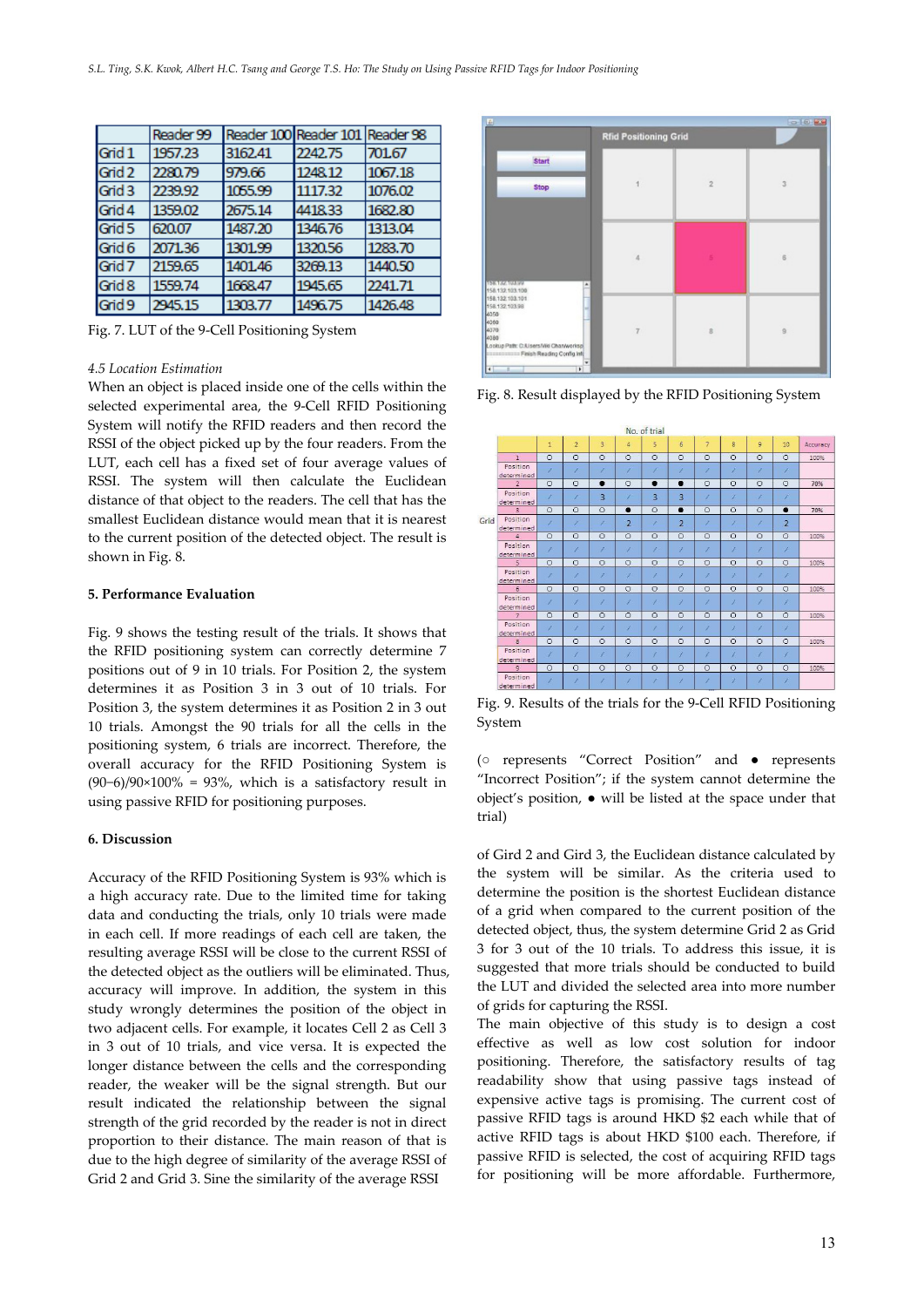|  | Reader 99 | Reader 100 | Reader 101 | Reader 98 |
|---|---|---|---|---|
| Grid 1 | 1957.23 | 3162.41 | 2242.75 | 701.67 |
| Grid 2 | 2280.79 | 979.66 | 1248.12 | 1067.18 |
| Grid 3 | 2239.92 | 1055.99 | 1117.32 | 1076.02 |
| Grid 4 | 1359.02 | 2675.14 | 4418.33 | 1682.80 |
| Grid 5 | 620.07 | 1487.20 | 1346.76 | 1313.04 |
| Grid 6 | 2071.36 | 1301.99 | 1320.56 | 1283.70 |
| Grid 7 | 2159.65 | 1401.46 | 3269.13 | 1440.50 |
| Grid 8 | 1559.74 | 1668.47 | 1945.65 | 2241.71 |
| Grid 9 | 2945.15 | 1303.77 | 1496.75 | 1426.48 |

Fig. 7. LUT of the 9-Cell Positioning System

*4.5 Location Estimation*

When an object is placed inside one of the cells within the selected experimental area, the 9-Cell RFID Positioning System will notify the RFID readers and then record the RSSI of the object picked up by the four readers. From the LUT, each cell has a fixed set of four average values of RSSI. The system will then calculate the Euclidean distance of that object to the readers. The cell that has the smallest Euclidean distance would mean that it is nearest to the current position of the detected object. The result is shown in Fig. 8.

## 5. Performance Evaluation

Fig. 9 shows the testing result of the trials. It shows that the RFID positioning system can correctly determine 7 positions out of 9 in 10 trials. For Position 2, the system determines it as Position 3 in 3 out of 10 trials. For Position 3, the system determines it as Position 2 in 3 out 10 trials. Amongst the 90 trials for all the cells in the positioning system, 6 trials are incorrect. Therefore, the overall accuracy for the RFID Positioning System is $(90-6)/90\times100\% = 93\%$, which is a satisfactory result in using passive RFID for positioning purposes.

## 6. Discussion

Accuracy of the RFID Positioning System is 93% which is a high accuracy rate. Due to the limited time for taking data and conducting the trials, only 10 trials were made in each cell. If more readings of each cell are taken, the resulting average RSSI will be close to the current RSSI of the detected object as the outliers will be eliminated. Thus, accuracy will improve. In addition, the system in this study wrongly determines the position of the object in two adjacent cells. For example, it locates Cell 2 as Cell 3 in 3 out of 10 trials, and vice versa. It is expected the longer distance between the cells and the corresponding reader, the weaker will be the signal strength. But our result indicated the relationship between the signal strength of the grid recorded by the reader is not in direct proportion to their distance. The main reason of that is due to the high degree of similarity of the average RSSI of Grid 2 and Grid 3. Sine the similarity of the average RSSI

Fig. 8. Result displayed by the RFID Positioning System

| Grid | | 1 | 2 | 3 | 4 | 5 | 6 | 7 | 8 | 9 | 10 | Accuracy |
|---|---|---|---|---|---|---|---|---|---|---|---|---|
| 1 | | ○ | ○ | ○ | ○ | ○ | ○ | ○ | ○ | ○ | ○ | 100% |
| | Position determined | / | / | / | / | / | / | / | / | / | / | |
| 2 | | ○ | ○ | ● | ○ | ● | ● | ○ | ○ | ○ | ○ | 70% |
| | Position determined | / | / | 3 | / | 3 | 3 | / | / | / | / | |
| 3 | | ○ | ○ | ○ | ● | ○ | ● | ○ | ○ | ○ | ● | 70% |
| | Position determined | / | / | / | 2 | / | 2 | / | / | / | 2 | |
| 4 | | ○ | ○ | ○ | ○ | ○ | ○ | ○ | ○ | ○ | ○ | 100% |
| | Position determined | / | / | / | / | / | / | / | / | / | / | |
| 5 | | ○ | ○ | ○ | ○ | ○ | ○ | ○ | ○ | ○ | ○ | 100% |
| | Position determined | / | / | / | / | / | / | / | / | / | / | |
| 6 | | ○ | ○ | ○ | ○ | ○ | ○ | ○ | ○ | ○ | ○ | 100% |
| | Position determined | / | / | / | / | / | / | / | / | / | / | |
| 7 | | ○ | ○ | ○ | ○ | ○ | ○ | ○ | ○ | ○ | ○ | 100% |
| | Position determined | / | / | / | / | / | / | / | / | / | / | |
| 8 | | ○ | ○ | ○ | ○ | ○ | ○ | ○ | ○ | ○ | ○ | 100% |
| | Position determined | / | / | / | / | / | / | / | / | / | / | |
| 9 | | ○ | ○ | ○ | ○ | ○ | ○ | ○ | ○ | ○ | ○ | 100% |
| | Position determined | / | / | / | / | / | / | / | / | / | / | |

Fig. 9. Results of the trials for the 9-Cell RFID Positioning System

(○ represents "Correct Position" and ● represents "Incorrect Position"; if the system cannot determine the object's position, ● will be listed at the space under that trial)

of Gird 2 and Gird 3, the Euclidean distance calculated by the system will be similar. As the criteria used to determine the position is the shortest Euclidean distance of a grid when compared to the current position of the detected object, thus, the system determine Grid 2 as Grid 3 for 3 out of the 10 trials. To address this issue, it is suggested that more trials should be conducted to build the LUT and divided the selected area into more number of grids for capturing the RSSI.

The main objective of this study is to design a cost effective as well as low cost solution for indoor positioning. Therefore, the satisfactory results of tag readability show that using passive tags instead of expensive active tags is promising. The current cost of passive RFID tags is around HKD $2 each while that of active RFID tags is about HKD $100 each. Therefore, if passive RFID is selected, the cost of acquiring RFID tags for positioning will be more affordable. Furthermore,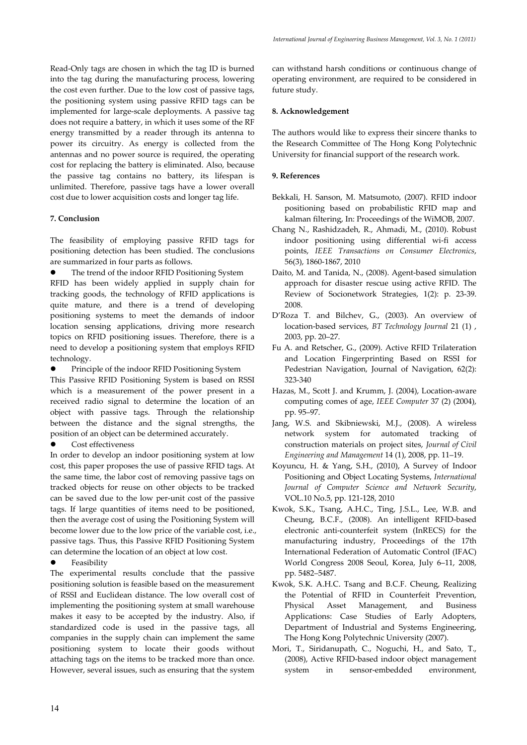Read-Only tags are chosen in which the tag ID is burned into the tag during the manufacturing process, lowering the cost even further. Due to the low cost of passive tags, the positioning system using passive RFID tags can be implemented for large-scale deployments. A passive tag does not require a battery, in which it uses some of the RF energy transmitted by a reader through its antenna to power its circuitry. As energy is collected from the antennas and no power source is required, the operating cost for replacing the battery is eliminated. Also, because the passive tag contains no battery, its lifespan is unlimited. Therefore, passive tags have a lower overall cost due to lower acquisition costs and longer tag life.

## 7. Conclusion

The feasibility of employing passive RFID tags for positioning detection has been studied. The conclusions are summarized in four parts as follows.

- The trend of the indoor RFID Positioning System

RFID has been widely applied in supply chain for tracking goods, the technology of RFID applications is quite mature, and there is a trend of developing positioning systems to meet the demands of indoor location sensing applications, driving more research topics on RFID positioning issues. Therefore, there is a need to develop a positioning system that employs RFID technology.

- Principle of the indoor RFID Positioning System

This Passive RFID Positioning System is based on RSSI which is a measurement of the power present in a received radio signal to determine the location of an object with passive tags. Through the relationship between the distance and the signal strengths, the position of an object can be determined accurately.

- Cost effectiveness

In order to develop an indoor positioning system at low cost, this paper proposes the use of passive RFID tags. At the same time, the labor cost of removing passive tags on tracked objects for reuse on other objects to be tracked can be saved due to the low per-unit cost of the passive tags. If large quantities of items need to be positioned, then the average cost of using the Positioning System will become lower due to the low price of the variable cost, i.e., passive tags. Thus, this Passive RFID Positioning System can determine the location of an object at low cost.

- Feasibility

The experimental results conclude that the passive positioning solution is feasible based on the measurement of RSSI and Euclidean distance. The low overall cost of implementing the positioning system at small warehouse makes it easy to be accepted by the industry. Also, if standardized code is used in the passive tags, all companies in the supply chain can implement the same positioning system to locate their goods without attaching tags on the items to be tracked more than once. However, several issues, such as ensuring that the system can withstand harsh conditions or continuous change of operating environment, are required to be considered in future study.

## 8. Acknowledgement

The authors would like to express their sincere thanks to the Research Committee of The Hong Kong Polytechnic University for financial support of the research work.

## 9. References

Bekkali, H. Sanson, M. Matsumoto, (2007). RFID indoor positioning based on probabilistic RFID map and kalman filtering, In: Proceedings of the WiMOB, 2007.

Chang N., Rashidzadeh, R., Ahmadi, M., (2010). Robust indoor positioning using differential wi-fi access points, *IEEE Transactions on Consumer Electronics*, 56(3), 1860-1867, 2010

Daito, M. and Tanida, N., (2008). Agent-based simulation approach for disaster rescue using active RFID. The Review of Socionetwork Strategies, 1(2): p. 23-39. 2008.

D'Roza T. and Bilchev, G., (2003). An overview of location-based services, *BT Technology Journal* 21 (1) , 2003, pp. 20–27.

Fu A. and Retscher, G., (2009). Active RFID Trilateration and Location Fingerprinting Based on RSSI for Pedestrian Navigation, Journal of Navigation, 62(2): 323-340

Hazas, M., Scott J. and Krumm, J. (2004), Location-aware computing comes of age, *IEEE Computer* 37 (2) (2004), pp. 95–97.

Jang, W.S. and Skibniewski, M.J., (2008). A wireless network system for automated tracking of construction materials on project sites, *Journal of Civil Engineering and Management* 14 (1), 2008, pp. 11–19.

Koyuncu, H. & Yang, S.H., (2010), A Survey of Indoor Positioning and Object Locating Systems, *International Journal of Computer Science and Network Security*, VOL.10 No.5, pp. 121-128, 2010

Kwok, S.K., Tsang, A.H.C., Ting, J.S.L., Lee, W.B. and Cheung, B.C.F., (2008). An intelligent RFID-based electronic anti-counterfeit system (InRECS) for the manufacturing industry, Proceedings of the 17th International Federation of Automatic Control (IFAC) World Congress 2008 Seoul, Korea, July 6–11, 2008, pp. 5482–5487.

Kwok, S.K. A.H.C. Tsang and B.C.F. Cheung, Realizing the Potential of RFID in Counterfeit Prevention, Physical Asset Management, and Business Applications: Case Studies of Early Adopters, Department of Industrial and Systems Engineering, The Hong Kong Polytechnic University (2007).

Mori, T., Siridanupath, C., Noguchi, H., and Sato, T., (2008), Active RFID-based indoor object management system in sensor-embedded environment,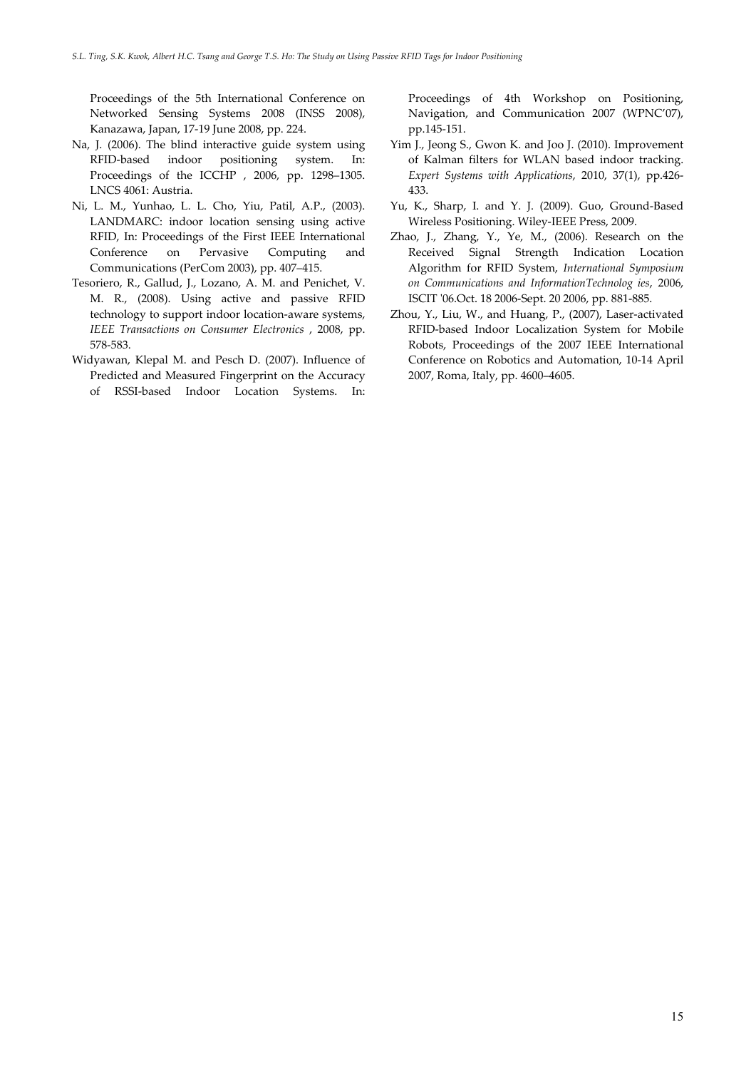Proceedings of the 5th International Conference on Networked Sensing Systems 2008 (INSS 2008), Kanazawa, Japan, 17-19 June 2008, pp. 224.

Na, J. (2006). The blind interactive guide system using RFID-based indoor positioning system. In: Proceedings of the ICCHP , 2006, pp. 1298–1305. LNCS 4061: Austria.

Ni, L. M., Yunhao, L. L. Cho, Yiu, Patil, A.P., (2003). LANDMARC: indoor location sensing using active RFID, In: Proceedings of the First IEEE International Conference on Pervasive Computing and Communications (PerCom 2003), pp. 407–415.

Tesoriero, R., Gallud, J., Lozano, A. M. and Penichet, V. M. R., (2008). Using active and passive RFID technology to support indoor location-aware systems, *IEEE Transactions on Consumer Electronics* , 2008, pp. 578-583.

Widyawan, Klepal M. and Pesch D. (2007). Influence of Predicted and Measured Fingerprint on the Accuracy of RSSI-based Indoor Location Systems. In: Proceedings of 4th Workshop on Positioning, Navigation, and Communication 2007 (WPNC'07), pp.145-151.

Yim J., Jeong S., Gwon K. and Joo J. (2010). Improvement of Kalman filters for WLAN based indoor tracking. *Expert Systems with Applications*, 2010, 37(1), pp.426-433.

Yu, K., Sharp, I. and Y. J. (2009). Guo, Ground-Based Wireless Positioning. Wiley-IEEE Press, 2009.

Zhao, J., Zhang, Y., Ye, M., (2006). Research on the Received Signal Strength Indication Location Algorithm for RFID System, *International Symposium on Communications and InformationTechnolog ies*, 2006, ISCIT '06.Oct. 18 2006-Sept. 20 2006, pp. 881-885.

Zhou, Y., Liu, W., and Huang, P., (2007), Laser-activated RFID-based Indoor Localization System for Mobile Robots, Proceedings of the 2007 IEEE International Conference on Robotics and Automation, 10-14 April 2007, Roma, Italy, pp. 4600–4605.